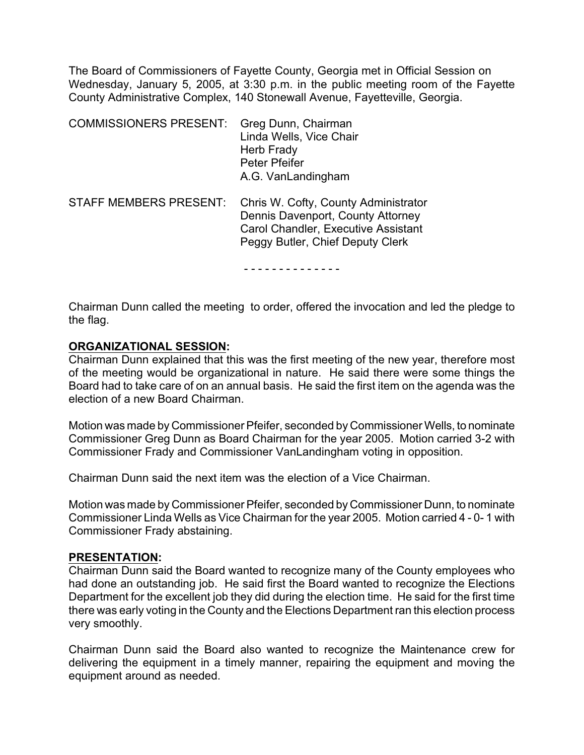The Board of Commissioners of Fayette County, Georgia met in Official Session on Wednesday, January 5, 2005, at 3:30 p.m. in the public meeting room of the Fayette County Administrative Complex, 140 Stonewall Avenue, Fayetteville, Georgia.

| | |
|---|---|
| COMMISSIONERS PRESENT: | Greg Dunn, Chairman<br>Linda Wells, Vice Chair<br>Herb Frady<br>Peter Pfeifer<br>A.G. VanLandingham |
| STAFF MEMBERS PRESENT: | Chris W. Cofty, County Administrator<br>Dennis Davenport, County Attorney<br>Carol Chandler, Executive Assistant<br>Peggy Butler, Chief Deputy Clerk |

- - - - - - - - - - - - - -

Chairman Dunn called the meeting to order, offered the invocation and led the pledge to the flag.

**ORGANIZATIONAL SESSION:**

Chairman Dunn explained that this was the first meeting of the new year, therefore most of the meeting would be organizational in nature. He said there were some things the Board had to take care of on an annual basis. He said the first item on the agenda was the election of a new Board Chairman.

Motion was made by Commissioner Pfeifer, seconded by Commissioner Wells, to nominate Commissioner Greg Dunn as Board Chairman for the year 2005. Motion carried 3-2 with Commissioner Frady and Commissioner VanLandingham voting in opposition.

Chairman Dunn said the next item was the election of a Vice Chairman.

Motion was made by Commissioner Pfeifer, seconded by Commissioner Dunn, to nominate Commissioner Linda Wells as Vice Chairman for the year 2005. Motion carried 4 - 0- 1 with Commissioner Frady abstaining.

**PRESENTATION:**

Chairman Dunn said the Board wanted to recognize many of the County employees who had done an outstanding job. He said first the Board wanted to recognize the Elections Department for the excellent job they did during the election time. He said for the first time there was early voting in the County and the Elections Department ran this election process very smoothly.

Chairman Dunn said the Board also wanted to recognize the Maintenance crew for delivering the equipment in a timely manner, repairing the equipment and moving the equipment around as needed.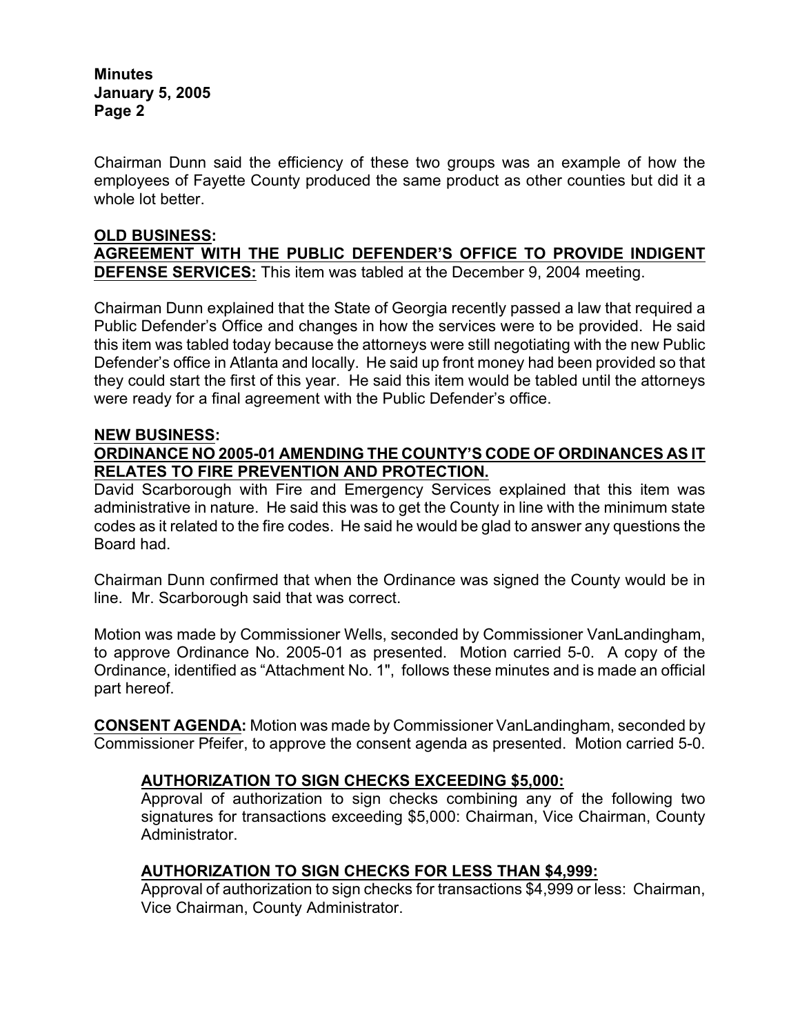Chairman Dunn said the efficiency of these two groups was an example of how the employees of Fayette County produced the same product as other counties but did it a whole lot better.

**OLD BUSINESS:**

**AGREEMENT WITH THE PUBLIC DEFENDER'S OFFICE TO PROVIDE INDIGENT DEFENSE SERVICES:** This item was tabled at the December 9, 2004 meeting.

Chairman Dunn explained that the State of Georgia recently passed a law that required a Public Defender's Office and changes in how the services were to be provided. He said this item was tabled today because the attorneys were still negotiating with the new Public Defender's office in Atlanta and locally. He said up front money had been provided so that they could start the first of this year. He said this item would be tabled until the attorneys were ready for a final agreement with the Public Defender's office.

**NEW BUSINESS:**

**ORDINANCE NO 2005-01 AMENDING THE COUNTY'S CODE OF ORDINANCES AS IT RELATES TO FIRE PREVENTION AND PROTECTION.**

David Scarborough with Fire and Emergency Services explained that this item was administrative in nature. He said this was to get the County in line with the minimum state codes as it related to the fire codes. He said he would be glad to answer any questions the Board had.

Chairman Dunn confirmed that when the Ordinance was signed the County would be in line. Mr. Scarborough said that was correct.

Motion was made by Commissioner Wells, seconded by Commissioner VanLandingham, to approve Ordinance No. 2005-01 as presented. Motion carried 5-0. A copy of the Ordinance, identified as "Attachment No. 1", follows these minutes and is made an official part hereof.

**CONSENT AGENDA:** Motion was made by Commissioner VanLandingham, seconded by Commissioner Pfeifer, to approve the consent agenda as presented. Motion carried 5-0.

**AUTHORIZATION TO SIGN CHECKS EXCEEDING $5,000:**

Approval of authorization to sign checks combining any of the following two signatures for transactions exceeding $5,000: Chairman, Vice Chairman, County Administrator.

**AUTHORIZATION TO SIGN CHECKS FOR LESS THAN $4,999:**

Approval of authorization to sign checks for transactions $4,999 or less: Chairman, Vice Chairman, County Administrator.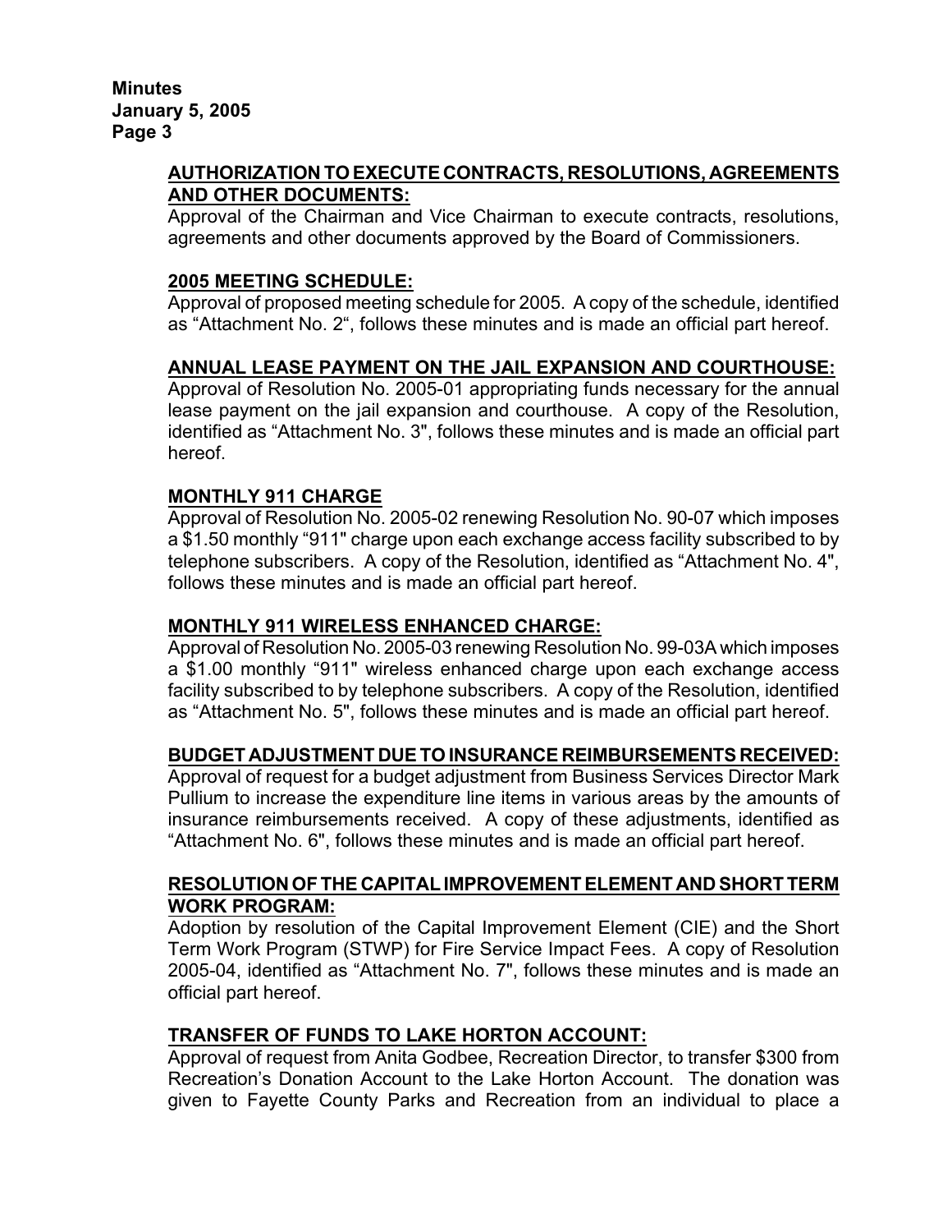**AUTHORIZATION TO EXECUTE CONTRACTS, RESOLUTIONS, AGREEMENTS AND OTHER DOCUMENTS:**

Approval of the Chairman and Vice Chairman to execute contracts, resolutions, agreements and other documents approved by the Board of Commissioners.

**2005 MEETING SCHEDULE:**

Approval of proposed meeting schedule for 2005. A copy of the schedule, identified as "Attachment No. 2", follows these minutes and is made an official part hereof.

**ANNUAL LEASE PAYMENT ON THE JAIL EXPANSION AND COURTHOUSE:**

Approval of Resolution No. 2005-01 appropriating funds necessary for the annual lease payment on the jail expansion and courthouse. A copy of the Resolution, identified as "Attachment No. 3", follows these minutes and is made an official part hereof.

**MONTHLY 911 CHARGE**

Approval of Resolution No. 2005-02 renewing Resolution No. 90-07 which imposes a $1.50 monthly "911" charge upon each exchange access facility subscribed to by telephone subscribers. A copy of the Resolution, identified as "Attachment No. 4", follows these minutes and is made an official part hereof.

**MONTHLY 911 WIRELESS ENHANCED CHARGE:**

Approval of Resolution No. 2005-03 renewing Resolution No. 99-03A which imposes a $1.00 monthly "911" wireless enhanced charge upon each exchange access facility subscribed to by telephone subscribers. A copy of the Resolution, identified as "Attachment No. 5", follows these minutes and is made an official part hereof.

**BUDGET ADJUSTMENT DUE TO INSURANCE REIMBURSEMENTS RECEIVED:**

Approval of request for a budget adjustment from Business Services Director Mark Pullium to increase the expenditure line items in various areas by the amounts of insurance reimbursements received. A copy of these adjustments, identified as "Attachment No. 6", follows these minutes and is made an official part hereof.

**RESOLUTION OF THE CAPITAL IMPROVEMENT ELEMENT AND SHORT TERM WORK PROGRAM:**

Adoption by resolution of the Capital Improvement Element (CIE) and the Short Term Work Program (STWP) for Fire Service Impact Fees. A copy of Resolution 2005-04, identified as "Attachment No. 7", follows these minutes and is made an official part hereof.

**TRANSFER OF FUNDS TO LAKE HORTON ACCOUNT:**

Approval of request from Anita Godbee, Recreation Director, to transfer $300 from Recreation's Donation Account to the Lake Horton Account. The donation was given to Fayette County Parks and Recreation from an individual to place a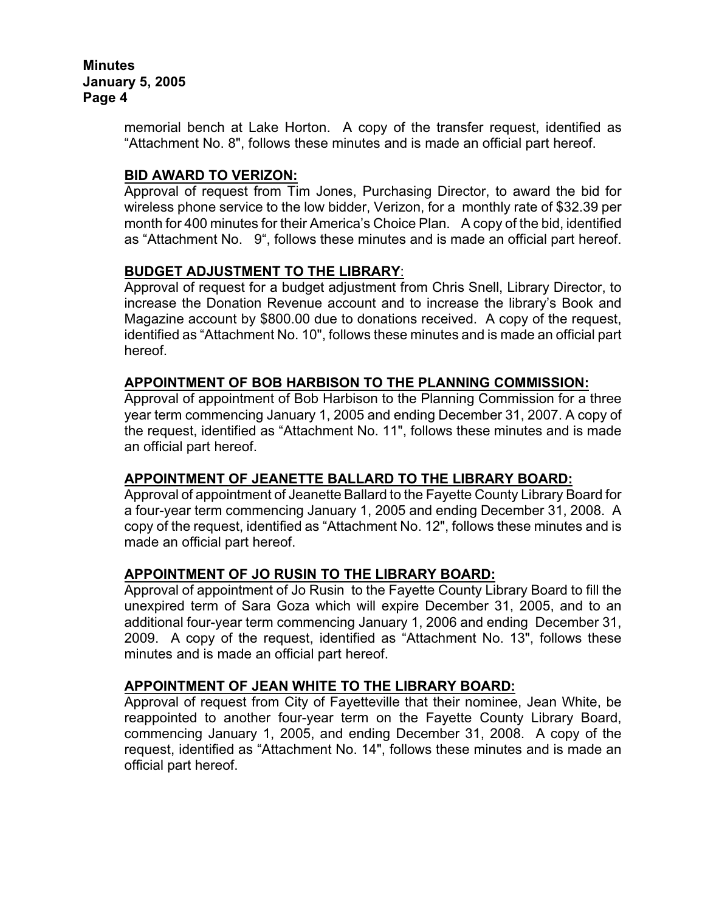memorial bench at Lake Horton. A copy of the transfer request, identified as "Attachment No. 8", follows these minutes and is made an official part hereof.

**BID AWARD TO VERIZON:**

Approval of request from Tim Jones, Purchasing Director, to award the bid for wireless phone service to the low bidder, Verizon, for a monthly rate of $32.39 per month for 400 minutes for their America's Choice Plan. A copy of the bid, identified as "Attachment No. 9", follows these minutes and is made an official part hereof.

**BUDGET ADJUSTMENT TO THE LIBRARY**:

Approval of request for a budget adjustment from Chris Snell, Library Director, to increase the Donation Revenue account and to increase the library's Book and Magazine account by $800.00 due to donations received. A copy of the request, identified as "Attachment No. 10", follows these minutes and is made an official part hereof.

**APPOINTMENT OF BOB HARBISON TO THE PLANNING COMMISSION:**

Approval of appointment of Bob Harbison to the Planning Commission for a three year term commencing January 1, 2005 and ending December 31, 2007. A copy of the request, identified as "Attachment No. 11", follows these minutes and is made an official part hereof.

**APPOINTMENT OF JEANETTE BALLARD TO THE LIBRARY BOARD:**

Approval of appointment of Jeanette Ballard to the Fayette County Library Board for a four-year term commencing January 1, 2005 and ending December 31, 2008. A copy of the request, identified as "Attachment No. 12", follows these minutes and is made an official part hereof.

**APPOINTMENT OF JO RUSIN TO THE LIBRARY BOARD:**

Approval of appointment of Jo Rusin to the Fayette County Library Board to fill the unexpired term of Sara Goza which will expire December 31, 2005, and to an additional four-year term commencing January 1, 2006 and ending December 31, 2009. A copy of the request, identified as "Attachment No. 13", follows these minutes and is made an official part hereof.

**APPOINTMENT OF JEAN WHITE TO THE LIBRARY BOARD:**

Approval of request from City of Fayetteville that their nominee, Jean White, be reappointed to another four-year term on the Fayette County Library Board, commencing January 1, 2005, and ending December 31, 2008. A copy of the request, identified as "Attachment No. 14", follows these minutes and is made an official part hereof.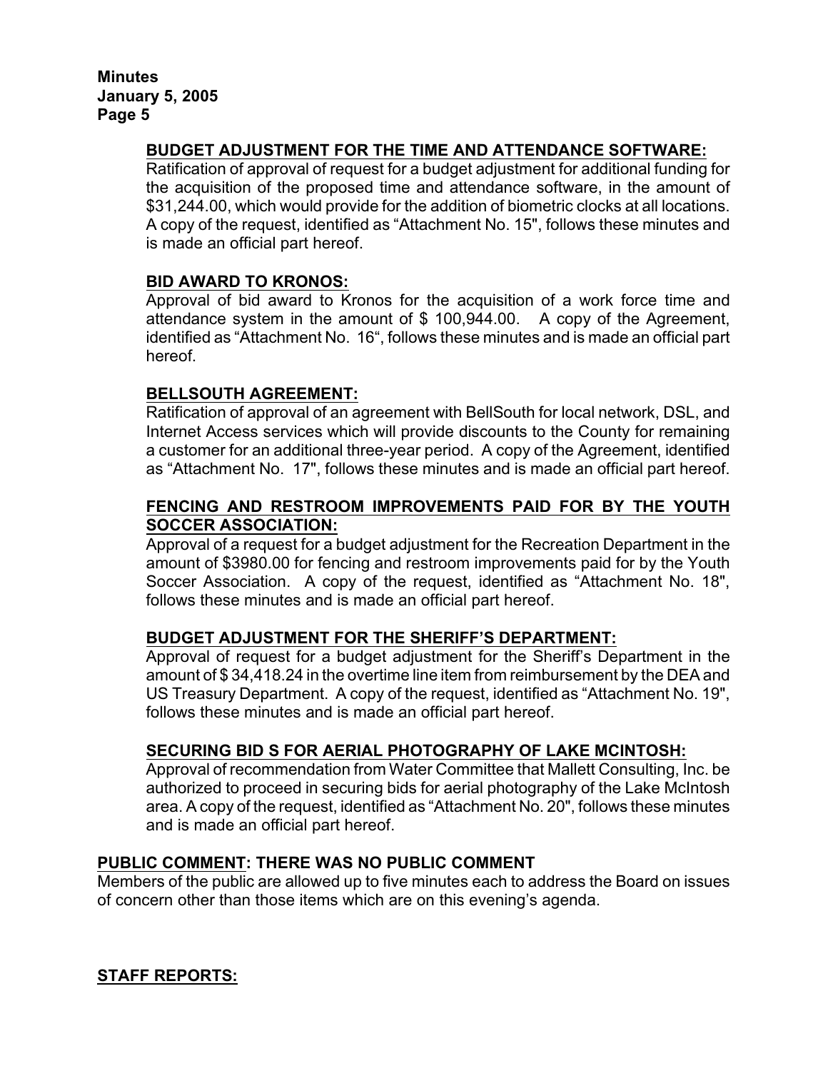**BUDGET ADJUSTMENT FOR THE TIME AND ATTENDANCE SOFTWARE:**
Ratification of approval of request for a budget adjustment for additional funding for the acquisition of the proposed time and attendance software, in the amount of $31,244.00, which would provide for the addition of biometric clocks at all locations. A copy of the request, identified as "Attachment No. 15", follows these minutes and is made an official part hereof.

**BID AWARD TO KRONOS:**
Approval of bid award to Kronos for the acquisition of a work force time and attendance system in the amount of $ 100,944.00. A copy of the Agreement, identified as "Attachment No. 16", follows these minutes and is made an official part hereof.

**BELLSOUTH AGREEMENT:**
Ratification of approval of an agreement with BellSouth for local network, DSL, and Internet Access services which will provide discounts to the County for remaining a customer for an additional three-year period. A copy of the Agreement, identified as "Attachment No. 17", follows these minutes and is made an official part hereof.

**FENCING AND RESTROOM IMPROVEMENTS PAID FOR BY THE YOUTH SOCCER ASSOCIATION:**
Approval of a request for a budget adjustment for the Recreation Department in the amount of $3980.00 for fencing and restroom improvements paid for by the Youth Soccer Association. A copy of the request, identified as "Attachment No. 18", follows these minutes and is made an official part hereof.

**BUDGET ADJUSTMENT FOR THE SHERIFF'S DEPARTMENT:**
Approval of request for a budget adjustment for the Sheriff's Department in the amount of $ 34,418.24 in the overtime line item from reimbursement by the DEA and US Treasury Department. A copy of the request, identified as "Attachment No. 19", follows these minutes and is made an official part hereof.

**SECURING BID S FOR AERIAL PHOTOGRAPHY OF LAKE MCINTOSH:**
Approval of recommendation from Water Committee that Mallett Consulting, Inc. be authorized to proceed in securing bids for aerial photography of the Lake McIntosh area. A copy of the request, identified as "Attachment No. 20", follows these minutes and is made an official part hereof.

**PUBLIC COMMENT: THERE WAS NO PUBLIC COMMENT**
Members of the public are allowed up to five minutes each to address the Board on issues of concern other than those items which are on this evening's agenda.

**STAFF REPORTS:**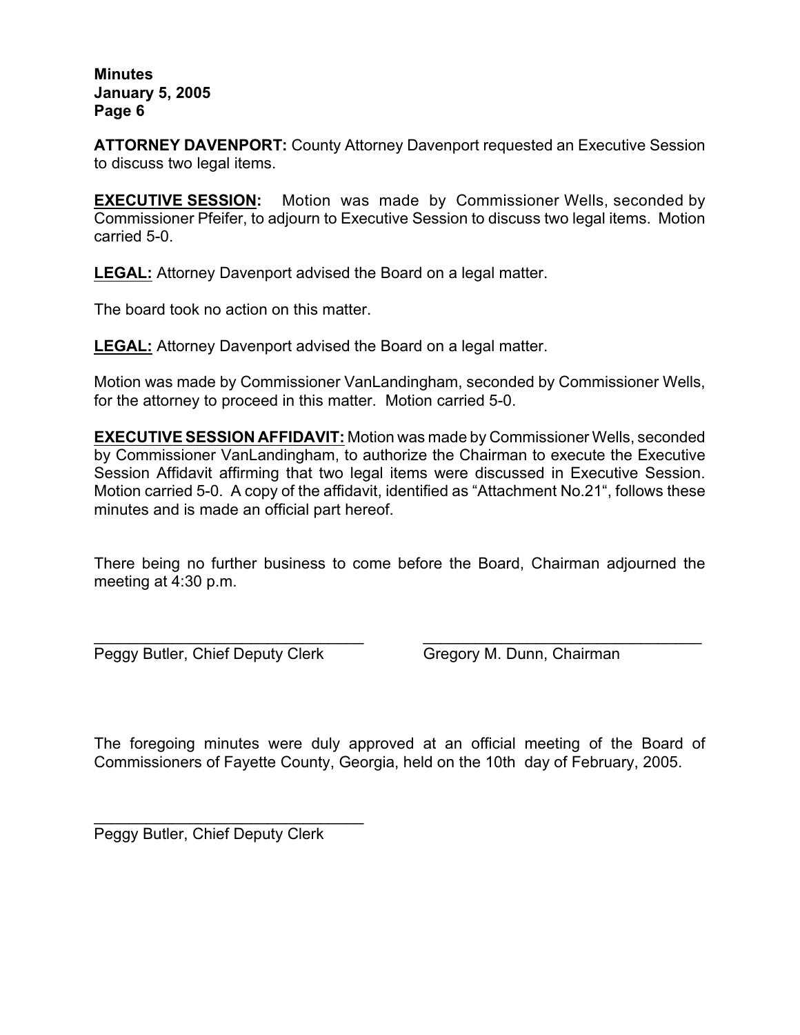**ATTORNEY DAVENPORT:** County Attorney Davenport requested an Executive Session to discuss two legal items.

**EXECUTIVE SESSION:** Motion was made by Commissioner Wells, seconded by Commissioner Pfeifer, to adjourn to Executive Session to discuss two legal items. Motion carried 5-0.

**LEGAL:** Attorney Davenport advised the Board on a legal matter.

The board took no action on this matter.

**LEGAL:** Attorney Davenport advised the Board on a legal matter.

Motion was made by Commissioner VanLandingham, seconded by Commissioner Wells, for the attorney to proceed in this matter. Motion carried 5-0.

**EXECUTIVE SESSION AFFIDAVIT:** Motion was made by Commissioner Wells, seconded by Commissioner VanLandingham, to authorize the Chairman to execute the Executive Session Affidavit affirming that two legal items were discussed in Executive Session. Motion carried 5-0. A copy of the affidavit, identified as "Attachment No.21", follows these minutes and is made an official part hereof.

There being no further business to come before the Board, Chairman adjourned the meeting at 4:30 p.m.

\_\_\_\_\_\_\_\_\_\_\_\_\_\_\_\_\_\_\_\_\_\_\_\_\_\_\_\_\_\_\_\_
Peggy Butler, Chief Deputy Clerk

\_\_\_\_\_\_\_\_\_\_\_\_\_\_\_\_\_\_\_\_\_\_\_\_\_\_\_\_\_\_\_\_
Gregory M. Dunn, Chairman

The foregoing minutes were duly approved at an official meeting of the Board of Commissioners of Fayette County, Georgia, held on the 10th day of February, 2005.

\_\_\_\_\_\_\_\_\_\_\_\_\_\_\_\_\_\_\_\_\_\_\_\_\_\_\_\_\_\_\_\_
Peggy Butler, Chief Deputy Clerk